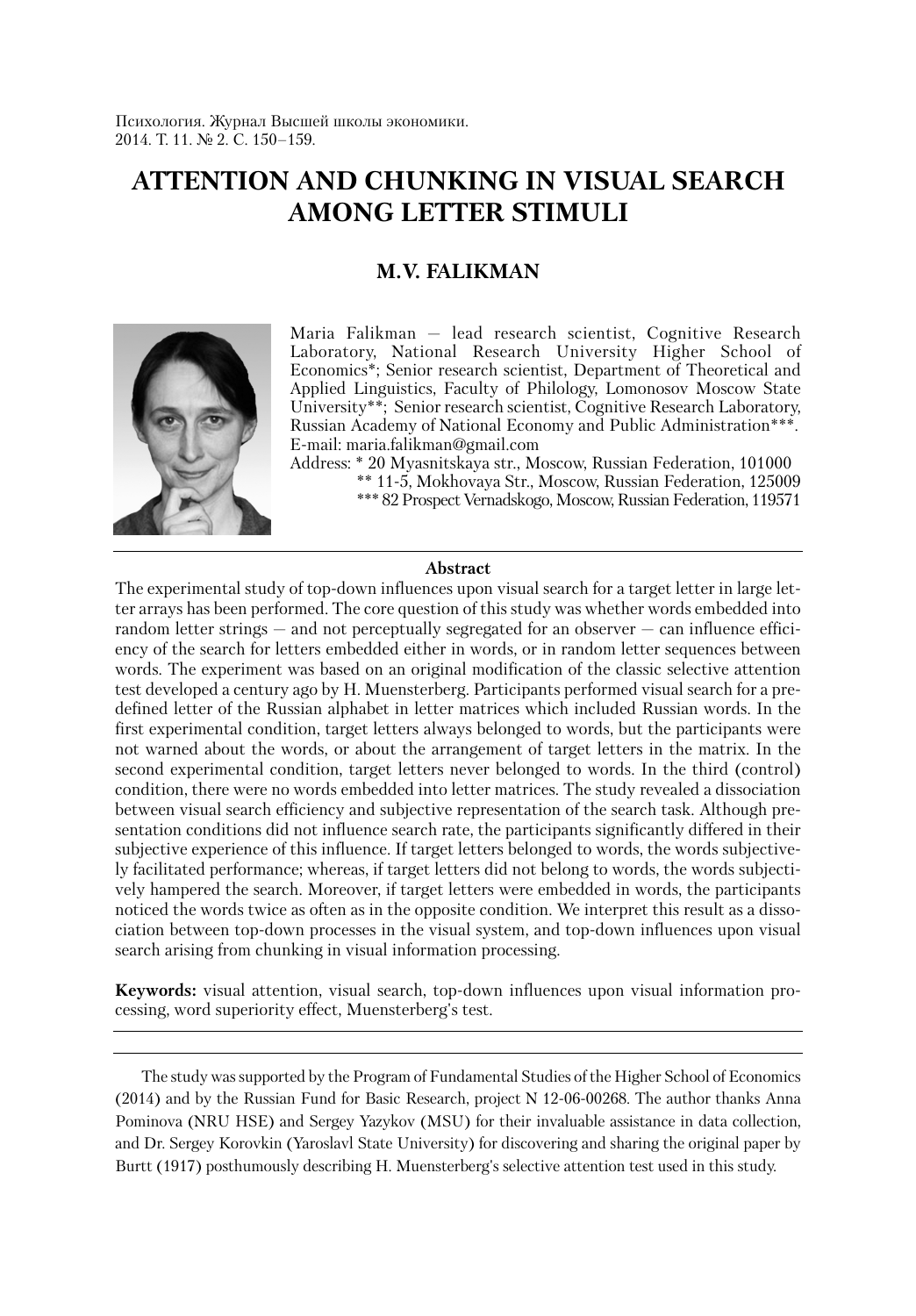Психология. Журнал Высшей школы экономики.
2014. Т. 11. № 2. С. 150–159.

# ATTENTION AND CHUNKING IN VISUAL SEARCH AMONG LETTER STIMULI

## M.V. FALIKMAN

Maria Falikman — lead research scientist, Cognitive Research Laboratory, National Research University Higher School of Economics*; Senior research scientist, Department of Theoretical and Applied Linguistics, Faculty of Philology, Lomonosov Moscow State University**; Senior research scientist, Cognitive Research Laboratory, Russian Academy of National Economy and Public Administration***.
E-mail: maria.falikman@gmail.com
Address: * 20 Myasnitskaya str., Moscow, Russian Federation, 101000
** 11-5, Mokhovaya Str., Moscow, Russian Federation, 125009
*** 82 Prospect Vernadskogo, Moscow, Russian Federation, 119571

### Abstract

The experimental study of top-down influences upon visual search for a target letter in large letter arrays has been performed. The core question of this study was whether words embedded into random letter strings — and not perceptually segregated for an observer — can influence efficiency of the search for letters embedded either in words, or in random letter sequences between words. The experiment was based on an original modification of the classic selective attention test developed a century ago by H. Muensterberg. Participants performed visual search for a predefined letter of the Russian alphabet in letter matrices which included Russian words. In the first experimental condition, target letters always belonged to words, but the participants were not warned about the words, or about the arrangement of target letters in the matrix. In the second experimental condition, target letters never belonged to words. In the third (control) condition, there were no words embedded into letter matrices. The study revealed a dissociation between visual search efficiency and subjective representation of the search task. Although presentation conditions did not influence search rate, the participants significantly differed in their subjective experience of this influence. If target letters belonged to words, the words subjectively facilitated performance; whereas, if target letters did not belong to words, the words subjectively hampered the search. Moreover, if target letters were embedded in words, the participants noticed the words twice as often as in the opposite condition. We interpret this result as a dissociation between top-down processes in the visual system, and top-down influences upon visual search arising from chunking in visual information processing.

**Keywords:** visual attention, visual search, top-down influences upon visual information processing, word superiority effect, Muensterberg's test.

The study was supported by the Program of Fundamental Studies of the Higher School of Economics (2014) and by the Russian Fund for Basic Research, project N 12-06-00268. The author thanks Anna Pominova (NRU HSE) and Sergey Yazykov (MSU) for their invaluable assistance in data collection, and Dr. Sergey Korovkin (Yaroslavl State University) for discovering and sharing the original paper by Burtt (1917) posthumously describing H. Muensterberg's selective attention test used in this study.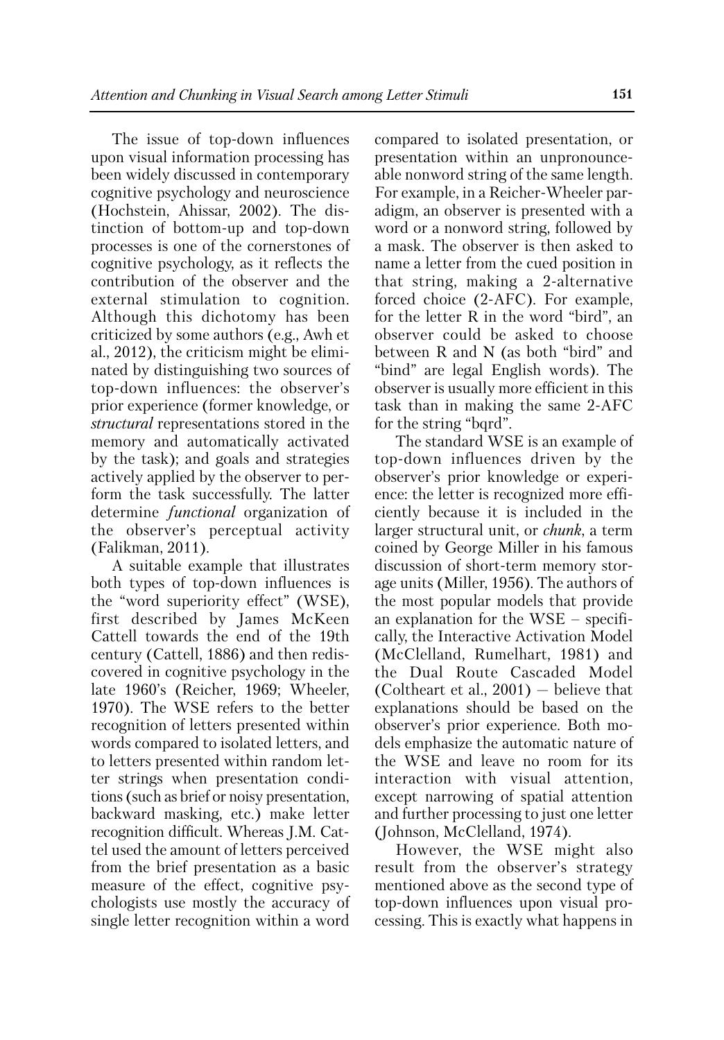The issue of top-down influences upon visual information processing has been widely discussed in contemporary cognitive psychology and neuroscience (Hochstein, Ahissar, 2002). The distinction of bottom-up and top-down processes is one of the cornerstones of cognitive psychology, as it reflects the contribution of the observer and the external stimulation to cognition. Although this dichotomy has been criticized by some authors (e.g., Awh et al., 2012), the criticism might be eliminated by distinguishing two sources of top-down influences: the observer's prior experience (former knowledge, or *structural* representations stored in the memory and automatically activated by the task); and goals and strategies actively applied by the observer to perform the task successfully. The latter determine *functional* organization of the observer's perceptual activity (Falikman, 2011).

A suitable example that illustrates both types of top-down influences is the "word superiority effect" (WSE), first described by James McKeen Cattell towards the end of the 19th century (Cattell, 1886) and then rediscovered in cognitive psychology in the late 1960's (Reicher, 1969; Wheeler, 1970). The WSE refers to the better recognition of letters presented within words compared to isolated letters, and to letters presented within random letter strings when presentation conditions (such as brief or noisy presentation, backward masking, etc.) make letter recognition difficult. Whereas J.M. Cattel used the amount of letters perceived from the brief presentation as a basic measure of the effect, cognitive psychologists use mostly the accuracy of single letter recognition within a word compared to isolated presentation, or presentation within an unpronounceable nonword string of the same length. For example, in a Reicher-Wheeler paradigm, an observer is presented with a word or a nonword string, followed by a mask. The observer is then asked to name a letter from the cued position in that string, making a 2-alternative forced choice (2-AFC). For example, for the letter R in the word "bird", an observer could be asked to choose between R and N (as both "bird" and "bind" are legal English words). The observer is usually more efficient in this task than in making the same 2-AFC for the string "bqrd".

The standard WSE is an example of top-down influences driven by the observer's prior knowledge or experience: the letter is recognized more efficiently because it is included in the larger structural unit, or *chunk*, a term coined by George Miller in his famous discussion of short-term memory storage units (Miller, 1956). The authors of the most popular models that provide an explanation for the WSE – specifically, the Interactive Activation Model (McClelland, Rumelhart, 1981) and the Dual Route Cascaded Model (Coltheart et al., 2001) — believe that explanations should be based on the observer's prior experience. Both models emphasize the automatic nature of the WSE and leave no room for its interaction with visual attention, except narrowing of spatial attention and further processing to just one letter (Johnson, McClelland, 1974).

However, the WSE might also result from the observer's strategy mentioned above as the second type of top-down influences upon visual processing. This is exactly what happens in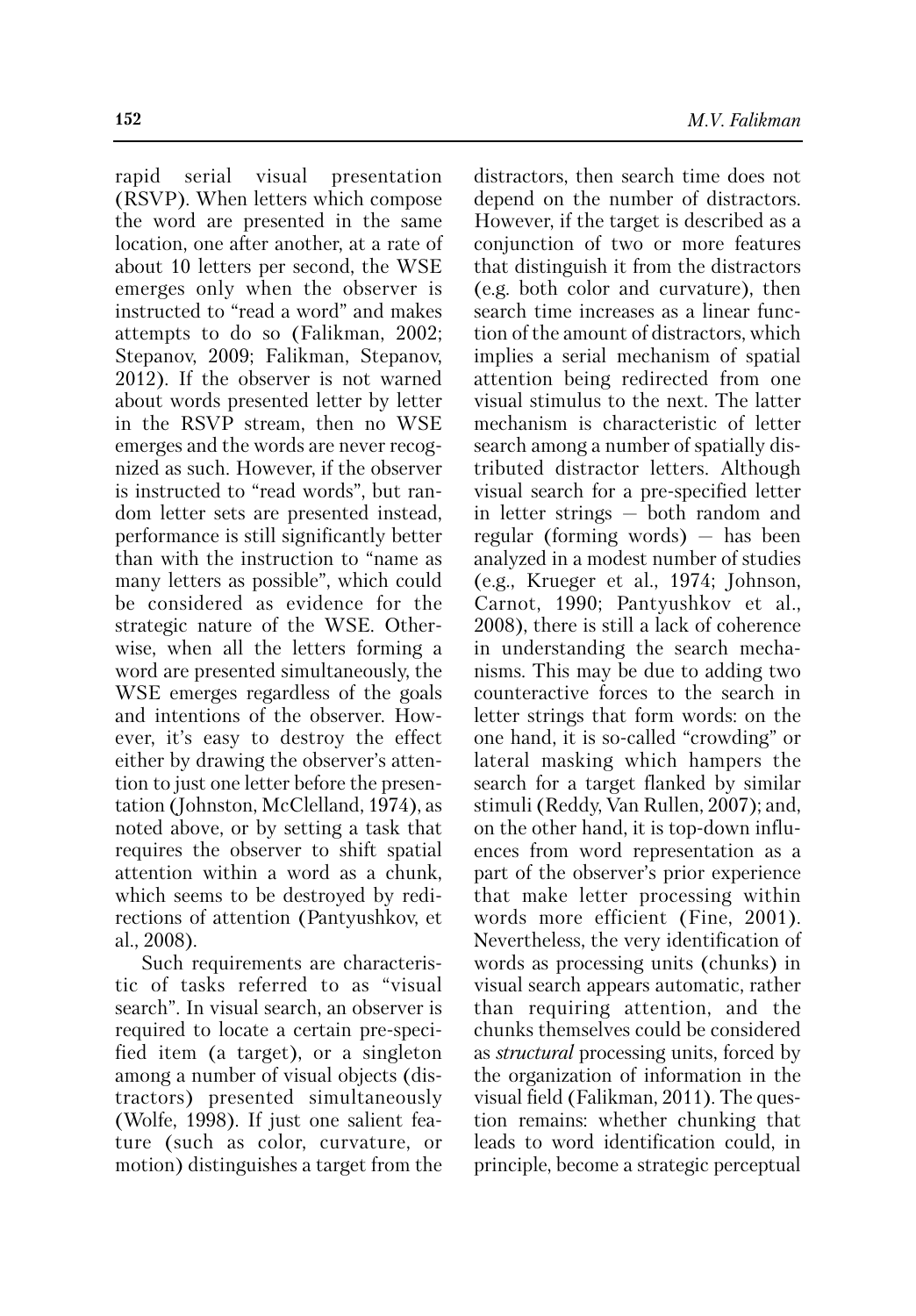rapid serial visual presentation (RSVP). When letters which compose the word are presented in the same location, one after another, at a rate of about 10 letters per second, the WSE emerges only when the observer is instructed to "read a word" and makes attempts to do so (Falikman, 2002; Stepanov, 2009; Falikman, Stepanov, 2012). If the observer is not warned about words presented letter by letter in the RSVP stream, then no WSE emerges and the words are never recognized as such. However, if the observer is instructed to "read words", but random letter sets are presented instead, performance is still significantly better than with the instruction to "name as many letters as possible", which could be considered as evidence for the strategic nature of the WSE. Otherwise, when all the letters forming a word are presented simultaneously, the WSE emerges regardless of the goals and intentions of the observer. However, it's easy to destroy the effect either by drawing the observer's attention to just one letter before the presentation (Johnston, McClelland, 1974), as noted above, or by setting a task that requires the observer to shift spatial attention within a word as a chunk, which seems to be destroyed by redirections of attention (Pantyushkov, et al., 2008).

Such requirements are characteristic of tasks referred to as "visual search". In visual search, an observer is required to locate a certain pre-specified item (a target), or a singleton among a number of visual objects (distractors) presented simultaneously (Wolfe, 1998). If just one salient feature (such as color, curvature, or motion) distinguishes a target from the distractors, then search time does not depend on the number of distractors. However, if the target is described as a conjunction of two or more features that distinguish it from the distractors (e.g. both color and curvature), then search time increases as a linear function of the amount of distractors, which implies a serial mechanism of spatial attention being redirected from one visual stimulus to the next. The latter mechanism is characteristic of letter search among a number of spatially distributed distractor letters. Although visual search for a pre-specified letter in letter strings — both random and regular (forming words) — has been analyzed in a modest number of studies (e.g., Krueger et al., 1974; Johnson, Carnot, 1990; Pantyushkov et al., 2008), there is still a lack of coherence in understanding the search mechanisms. This may be due to adding two counteractive forces to the search in letter strings that form words: on the one hand, it is so-called "crowding" or lateral masking which hampers the search for a target flanked by similar stimuli (Reddy, Van Rullen, 2007); and, on the other hand, it is top-down influences from word representation as a part of the observer's prior experience that make letter processing within words more efficient (Fine, 2001). Nevertheless, the very identification of words as processing units (chunks) in visual search appears automatic, rather than requiring attention, and the chunks themselves could be considered as *structural* processing units, forced by the organization of information in the visual field (Falikman, 2011). The question remains: whether chunking that leads to word identification could, in principle, become a strategic perceptual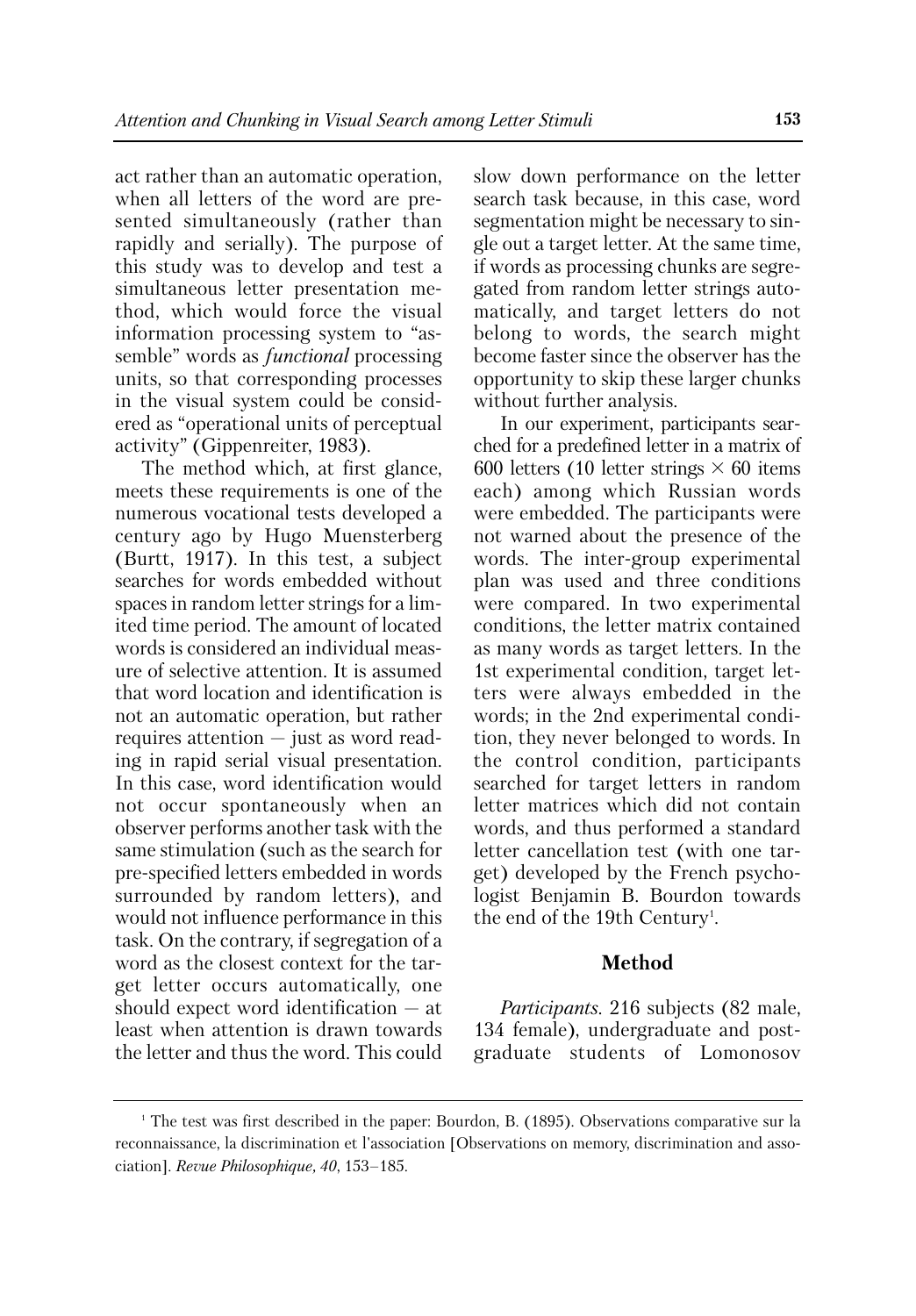act rather than an automatic operation, when all letters of the word are presented simultaneously (rather than rapidly and serially). The purpose of this study was to develop and test a simultaneous letter presentation method, which would force the visual information processing system to "assemble" words as *functional* processing units, so that corresponding processes in the visual system could be considered as "operational units of perceptual activity" (Gippenreiter, 1983).

The method which, at first glance, meets these requirements is one of the numerous vocational tests developed a century ago by Hugo Muensterberg (Burtt, 1917). In this test, a subject searches for words embedded without spaces in random letter strings for a limited time period. The amount of located words is considered an individual measure of selective attention. It is assumed that word location and identification is not an automatic operation, but rather requires attention — just as word reading in rapid serial visual presentation. In this case, word identification would not occur spontaneously when an observer performs another task with the same stimulation (such as the search for pre-specified letters embedded in words surrounded by random letters), and would not influence performance in this task. On the contrary, if segregation of a word as the closest context for the target letter occurs automatically, one should expect word identification — at least when attention is drawn towards the letter and thus the word. This could slow down performance on the letter search task because, in this case, word segmentation might be necessary to single out a target letter. At the same time, if words as processing chunks are segregated from random letter strings automatically, and target letters do not belong to words, the search might become faster since the observer has the opportunity to skip these larger chunks without further analysis.

In our experiment, participants searched for a predefined letter in a matrix of 600 letters (10 letter strings × 60 items each) among which Russian words were embedded. The participants were not warned about the presence of the words. The inter-group experimental plan was used and three conditions were compared. In two experimental conditions, the letter matrix contained as many words as target letters. In the 1st experimental condition, target letters were always embedded in the words; in the 2nd experimental condition, they never belonged to words. In the control condition, participants searched for target letters in random letter matrices which did not contain words, and thus performed a standard letter cancellation test (with one target) developed by the French psychologist Benjamin B. Bourdon towards the end of the 19th Century[1].

## Method

*Participants.* 216 subjects (82 male, 134 female), undergraduate and postgraduate students of Lomonosov

[1] The test was first described in the paper: Bourdon, B. (1895). Observations comparative sur la reconnaissance, la discrimination et l'association [Observations on memory, discrimination and association]. *Revue Philosophique, 40*, 153–185.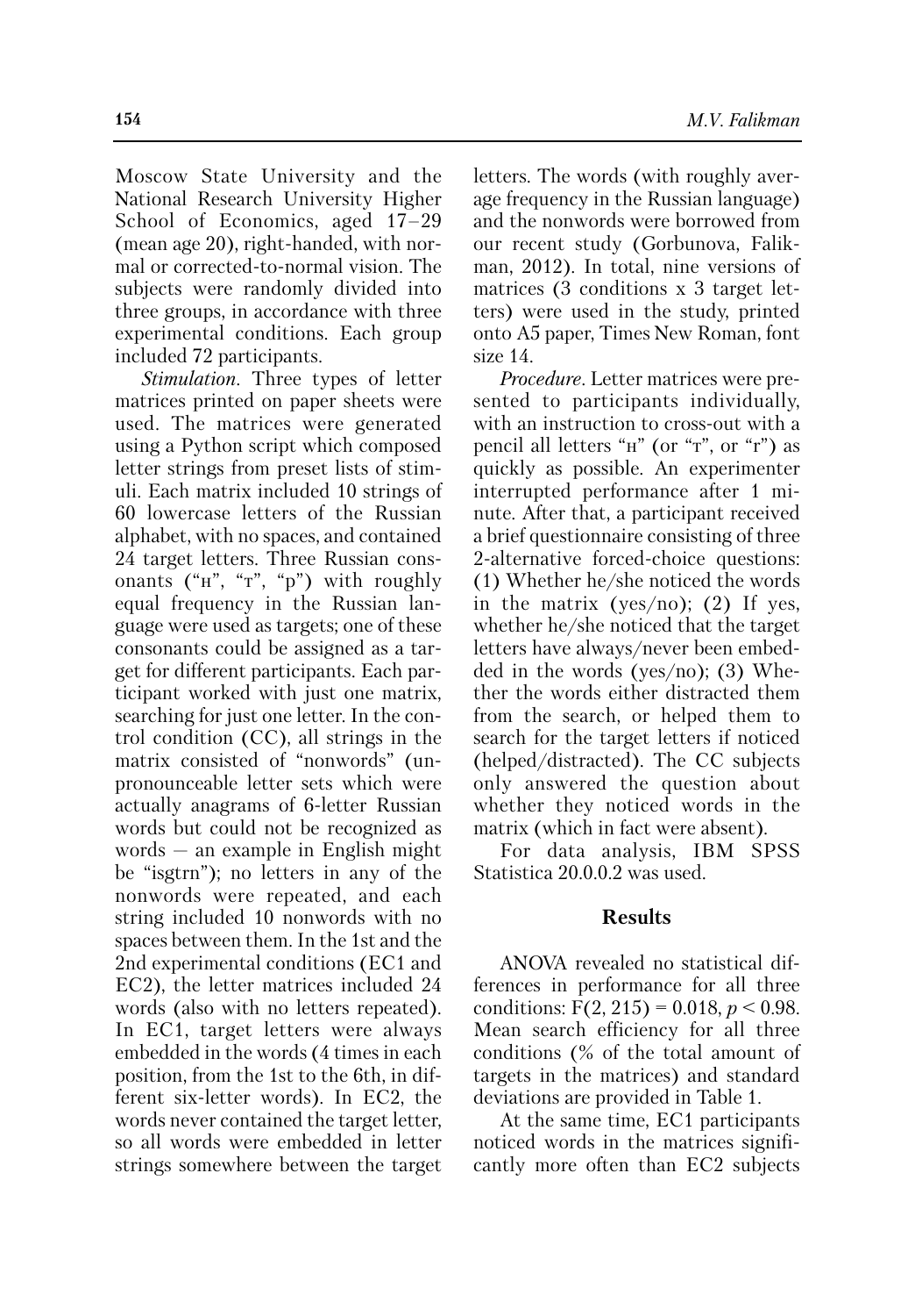Moscow State University and the National Research University Higher School of Economics, aged 17–29 (mean age 20), right-handed, with normal or corrected-to-normal vision. The subjects were randomly divided into three groups, in accordance with three experimental conditions. Each group included 72 participants.

*Stimulation*. Three types of letter matrices printed on paper sheets were used. The matrices were generated using a Python script which composed letter strings from preset lists of stimuli. Each matrix included 10 strings of 60 lowercase letters of the Russian alphabet, with no spaces, and contained 24 target letters. Three Russian consonants ("н", "т", "р") with roughly equal frequency in the Russian language were used as targets; one of these consonants could be assigned as a target for different participants. Each participant worked with just one matrix, searching for just one letter. In the control condition (CC), all strings in the matrix consisted of "nonwords" (unpronounceable letter sets which were actually anagrams of 6-letter Russian words but could not be recognized as words – an example in English might be "isgtrn"); no letters in any of the nonwords were repeated, and each string included 10 nonwords with no spaces between them. In the 1st and the 2nd experimental conditions (EC1 and EC2), the letter matrices included 24 words (also with no letters repeated). In EC1, target letters were always embedded in the words (4 times in each position, from the 1st to the 6th, in different six-letter words). In EC2, the words never contained the target letter, so all words were embedded in letter strings somewhere between the target letters. The words (with roughly average frequency in the Russian language) and the nonwords were borrowed from our recent study (Gorbunova, Falikman, 2012). In total, nine versions of matrices (3 conditions x 3 target letters) were used in the study, printed onto A5 paper, Times New Roman, font size 14.

*Procedure*. Letter matrices were presented to participants individually, with an instruction to cross-out with a pencil all letters "н" (or "т", or "r") as quickly as possible. An experimenter interrupted performance after 1 minute. After that, a participant received a brief questionnaire consisting of three 2-alternative forced-choice questions: (1) Whether he/she noticed the words in the matrix (yes/no); (2) If yes, whether he/she noticed that the target letters have always/never been embedded in the words (yes/no); (3) Whether the words either distracted them from the search, or helped them to search for the target letters if noticed (helped/distracted). The CC subjects only answered the question about whether they noticed words in the matrix (which in fact were absent).

For data analysis, IBM SPSS Statistica 20.0.0.2 was used.

## Results

ANOVA revealed no statistical differences in performance for all three conditions: $F(2, 215) = 0.018$, $p < 0.98$. Mean search efficiency for all three conditions (% of the total amount of targets in the matrices) and standard deviations are provided in Table 1.

At the same time, EC1 participants noticed words in the matrices significantly more often than EC2 subjects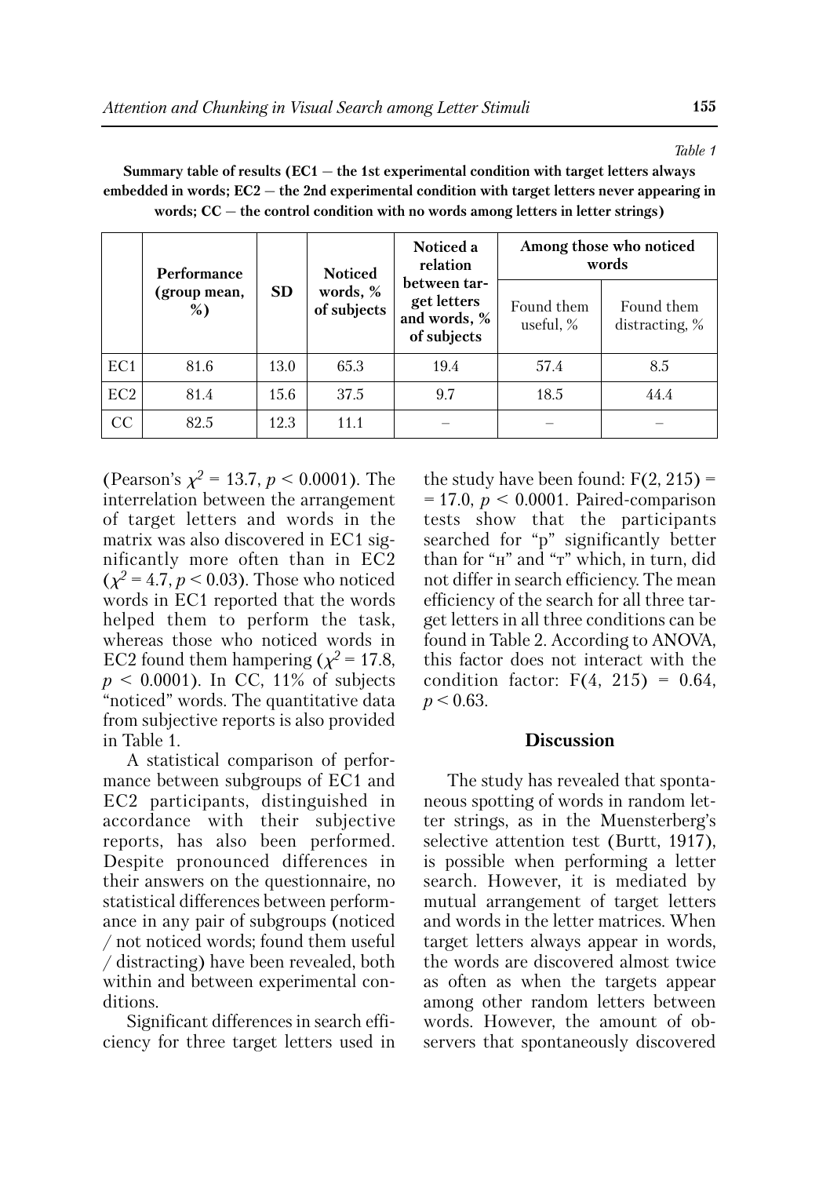*Table 1*

**Summary table of results (EC1 — the 1st experimental condition with target letters always embedded in words; EC2 — the 2nd experimental condition with target letters never appearing in words; CC — the control condition with no words among letters in letter strings)**

| | Performance (group mean, %) | SD | Noticed words, % of subjects | Noticed a relation between target letters and words, % of subjects | Among those who noticed words | |
|---|---|---|---|---|---|---|
| | | | | | Found them useful, % | Found them distracting, % |
| EC1 | 81.6 | 13.0 | 65.3 | 19.4 | 57.4 | 8.5 |
| EC2 | 81.4 | 15.6 | 37.5 | 9.7 | 18.5 | 44.4 |
| CC | 82.5 | 12.3 | 11.1 | – | – | – |

(Pearson's $\chi^2 = 13.7$, $p < 0.0001$). The interrelation between the arrangement of target letters and words in the matrix was also discovered in EC1 significantly more often than in EC2 ($\chi^2 = 4.7$, $p < 0.03$). Those who noticed words in EC1 reported that the words helped them to perform the task, whereas those who noticed words in EC2 found them hampering ($\chi^2 = 17.8$, $p < 0.0001$). In CC, 11% of subjects "noticed" words. The quantitative data from subjective reports is also provided in Table 1.

A statistical comparison of performance between subgroups of EC1 and EC2 participants, distinguished in accordance with their subjective reports, has also been performed. Despite pronounced differences in their answers on the questionnaire, no statistical differences between performance in any pair of subgroups (noticed / not noticed words; found them useful / distracting) have been revealed, both within and between experimental conditions.

Significant differences in search efficiency for three target letters used in the study have been found: $F(2, 215) = 17.0$, $p < 0.0001$. Paired-comparison tests show that the participants searched for "р" significantly better than for "н" and "т" which, in turn, did not differ in search efficiency. The mean efficiency of the search for all three target letters in all three conditions can be found in Table 2. According to ANOVA, this factor does not interact with the condition factor: $F(4, 215) = 0.64$, $p < 0.63$.

## Discussion

The study has revealed that spontaneous spotting of words in random letter strings, as in the Muensterberg's selective attention test (Burtt, 1917), is possible when performing a letter search. However, it is mediated by mutual arrangement of target letters and words in the letter matrices. When target letters always appear in words, the words are discovered almost twice as often as when the targets appear among other random letters between words. However, the amount of observers that spontaneously discovered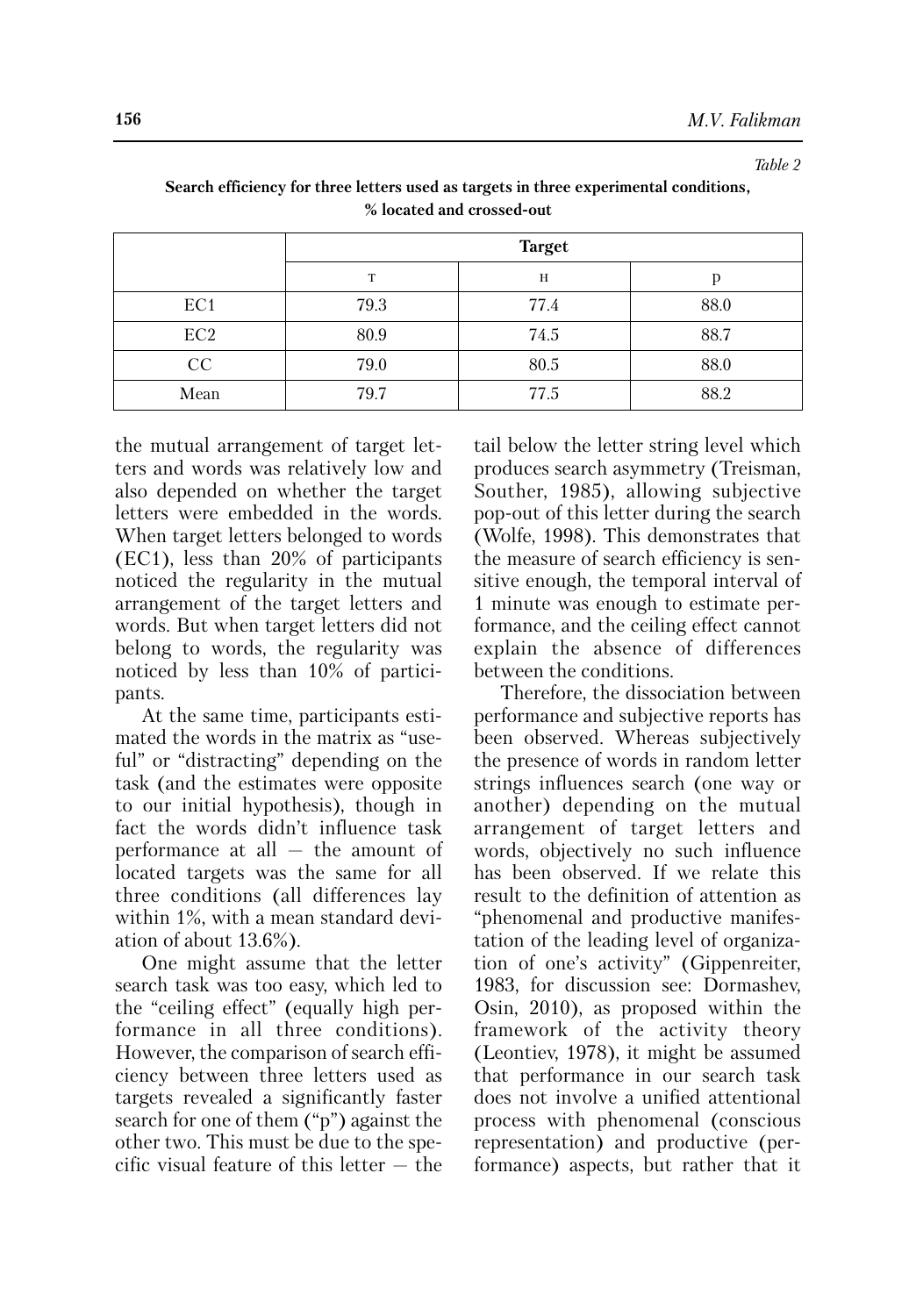*Table 2*

**Search efficiency for three letters used as targets in three experimental conditions, % located and crossed-out**

| | Target | | |
|---|---|---|---|
| | т | н | р |
| EC1 | 79.3 | 77.4 | 88.0 |
| EC2 | 80.9 | 74.5 | 88.7 |
| CC | 79.0 | 80.5 | 88.0 |
| Mean | 79.7 | 77.5 | 88.2 |

the mutual arrangement of target letters and words was relatively low and also depended on whether the target letters were embedded in the words. When target letters belonged to words (EC1), less than 20% of participants noticed the regularity in the mutual arrangement of the target letters and words. But when target letters did not belong to words, the regularity was noticed by less than 10% of participants.

At the same time, participants estimated the words in the matrix as "useful" or "distracting" depending on the task (and the estimates were opposite to our initial hypothesis), though in fact the words didn't influence task performance at all — the amount of located targets was the same for all three conditions (all differences lay within 1%, with a mean standard deviation of about 13.6%).

One might assume that the letter search task was too easy, which led to the "ceiling effect" (equally high performance in all three conditions). However, the comparison of search efficiency between three letters used as targets revealed a significantly faster search for one of them ("р") against the other two. This must be due to the specific visual feature of this letter — the tail below the letter string level which produces search asymmetry (Treisman, Souther, 1985), allowing subjective pop-out of this letter during the search (Wolfe, 1998). This demonstrates that the measure of search efficiency is sensitive enough, the temporal interval of 1 minute was enough to estimate performance, and the ceiling effect cannot explain the absence of differences between the conditions.

Therefore, the dissociation between performance and subjective reports has been observed. Whereas subjectively the presence of words in random letter strings influences search (one way or another) depending on the mutual arrangement of target letters and words, objectively no such influence has been observed. If we relate this result to the definition of attention as "phenomenal and productive manifestation of the leading level of organization of one's activity" (Gippenreiter, 1983, for discussion see: Dormashev, Osin, 2010), as proposed within the framework of the activity theory (Leontiev, 1978), it might be assumed that performance in our search task does not involve a unified attentional process with phenomenal (conscious representation) and productive (performance) aspects, but rather that it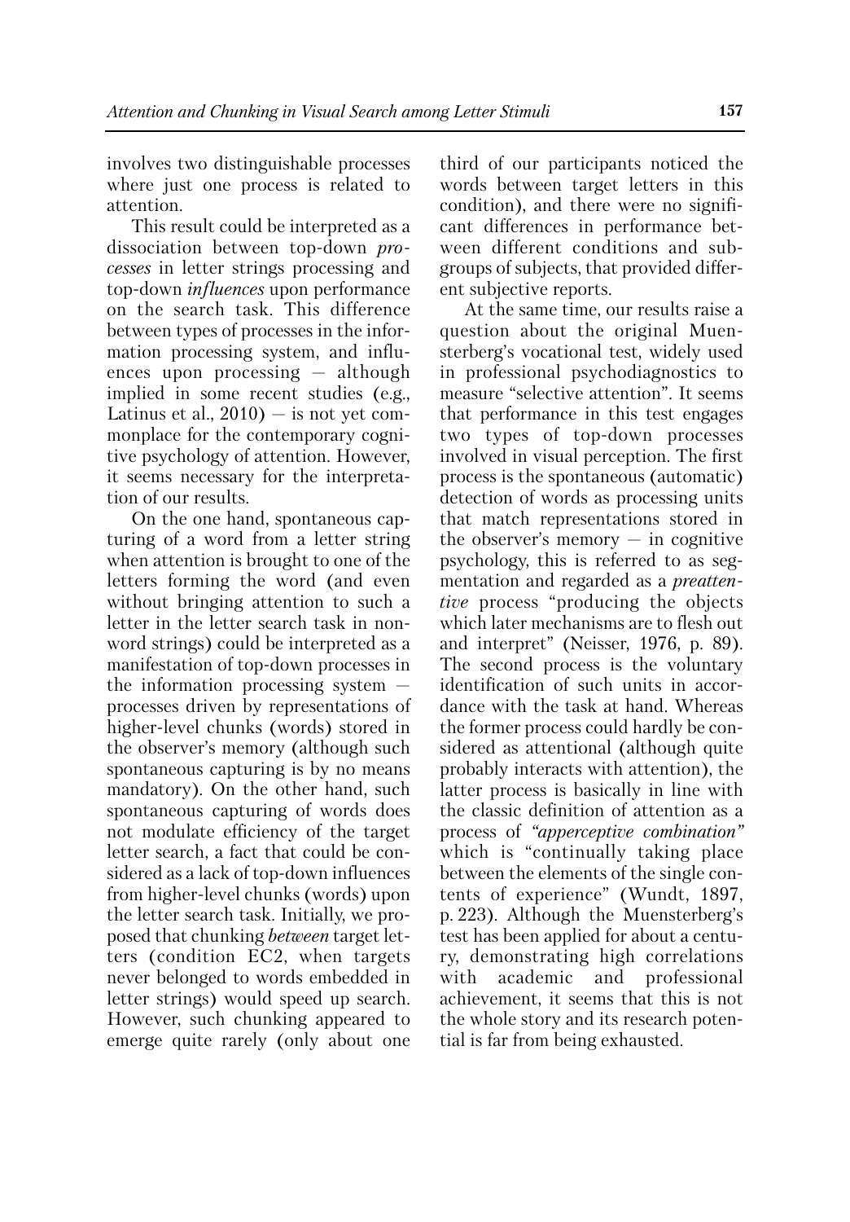involves two distinguishable processes where just one process is related to attention.

This result could be interpreted as a dissociation between top-down *processes* in letter strings processing and top-down *influences* upon performance on the search task. This difference between types of processes in the information processing system, and influences upon processing — although implied in some recent studies (e.g., Latinus et al., 2010) — is not yet commonplace for the contemporary cognitive psychology of attention. However, it seems necessary for the interpretation of our results.

On the one hand, spontaneous capturing of a word from a letter string when attention is brought to one of the letters forming the word (and even without bringing attention to such a letter in the letter search task in nonword strings) could be interpreted as a manifestation of top-down processes in the information processing system — processes driven by representations of higher-level chunks (words) stored in the observer's memory (although such spontaneous capturing is by no means mandatory). On the other hand, such spontaneous capturing of words does not modulate efficiency of the target letter search, a fact that could be considered as a lack of top-down influences from higher-level chunks (words) upon the letter search task. Initially, we proposed that chunking *between* target letters (condition EC2, when targets never belonged to words embedded in letter strings) would speed up search. However, such chunking appeared to emerge quite rarely (only about one third of our participants noticed the words between target letters in this condition), and there were no significant differences in performance between different conditions and subgroups of subjects, that provided different subjective reports.

At the same time, our results raise a question about the original Muensterberg's vocational test, widely used in professional psychodiagnostics to measure "selective attention". It seems that performance in this test engages two types of top-down processes involved in visual perception. The first process is the spontaneous (automatic) detection of words as processing units that match representations stored in the observer's memory — in cognitive psychology, this is referred to as segmentation and regarded as a *preattentive* process "producing the objects which later mechanisms are to flesh out and interpret" (Neisser, 1976, p. 89). The second process is the voluntary identification of such units in accordance with the task at hand. Whereas the former process could hardly be considered as attentional (although quite probably interacts with attention), the latter process is basically in line with the classic definition of attention as a process of *"apperceptive combination"* which is "continually taking place between the elements of the single contents of experience" (Wundt, 1897, p. 223). Although the Muensterberg's test has been applied for about a century, demonstrating high correlations with academic and professional achievement, it seems that this is not the whole story and its research potential is far from being exhausted.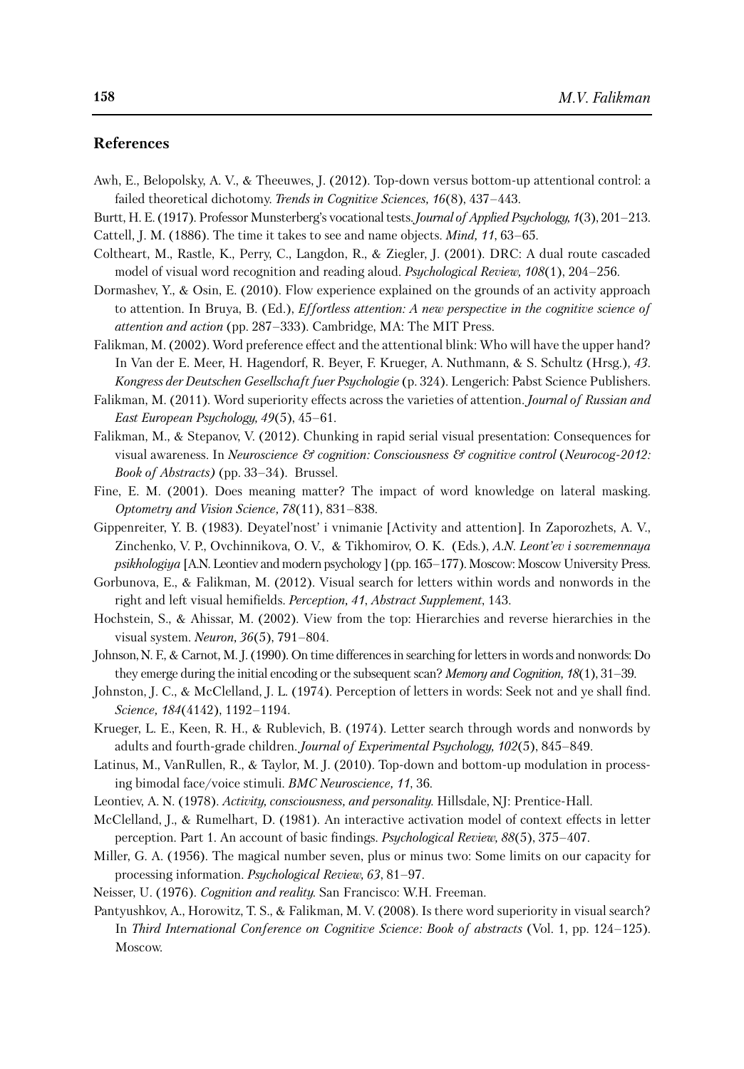## References

Awh, E., Belopolsky, A. V., & Theeuwes, J. (2012). Top-down versus bottom-up attentional control: a failed theoretical dichotomy. *Trends in Cognitive Sciences, 16*(8), 437–443.

Burtt, H. E. (1917). Professor Munsterberg's vocational tests. *Journal of Applied Psychology, 1*(3), 201–213.

Cattell, J. M. (1886). The time it takes to see and name objects. *Mind, 11*, 63–65.

Coltheart, M., Rastle, K., Perry, C., Langdon, R., & Ziegler, J. (2001). DRC: A dual route cascaded model of visual word recognition and reading aloud. *Psychological Review, 108*(1), 204–256.

Dormashev, Y., & Osin, E. (2010). Flow experience explained on the grounds of an activity approach to attention. In Bruya, B. (Ed.), *Effortless attention: A new perspective in the cognitive science of attention and action* (pp. 287–333). Cambridge, MA: The MIT Press.

Falikman, M. (2002). Word preference effect and the attentional blink: Who will have the upper hand? In Van der E. Meer, H. Hagendorf, R. Beyer, F. Krueger, A. Nuthmann, & S. Schultz (Hrsg.), *43. Kongress der Deutschen Gesellschaft fuer Psychologie* (p. 324). Lengerich: Pabst Science Publishers.

Falikman, M. (2011). Word superiority effects across the varieties of attention. *Journal of Russian and East European Psychology, 49*(5), 45–61.

Falikman, M., & Stepanov, V. (2012). Chunking in rapid serial visual presentation: Consequences for visual awareness. In *Neuroscience & cognition: Consciousness & cognitive control* (*Neurocog-2012: Book of Abstracts)* (pp. 33–34). Brussel.

Fine, E. M. (2001). Does meaning matter? The impact of word knowledge on lateral masking. *Optometry and Vision Science, 78*(11), 831–838.

Gippenreiter, Y. B. (1983). Deyatel'nost' i vnimanie [Activity and attention]. In Zaporozhets, A. V., Zinchenko, V. P., Ovchinnikova, O. V., & Tikhomirov, O. K. (Eds.), *A.N. Leont'ev i sovremennaya psikhologiya* [A.N. Leontiev and modern psychology ] (pp. 165–177). Moscow: Moscow University Press.

Gorbunova, E., & Falikman, M. (2012). Visual search for letters within words and nonwords in the right and left visual hemifields. *Perception, 41*, *Abstract Supplement*, 143.

Hochstein, S., & Ahissar, M. (2002). View from the top: Hierarchies and reverse hierarchies in the visual system. *Neuron, 36*(5), 791–804.

Johnson, N. F., & Carnot, M. J. (1990). On time differences in searching for letters in words and nonwords: Do they emerge during the initial encoding or the subsequent scan? *Memory and Cognition, 18*(1), 31–39.

Johnston, J. C., & McClelland, J. L. (1974). Perception of letters in words: Seek not and ye shall find. *Science, 184*(4142), 1192–1194.

Krueger, L. E., Keen, R. H., & Rublevich, B. (1974). Letter search through words and nonwords by adults and fourth-grade children. *Journal of Experimental Psychology, 102*(5), 845–849.

Latinus, M., VanRullen, R., & Taylor, M. J. (2010). Top-down and bottom-up modulation in processing bimodal face/voice stimuli. *BMC Neuroscience, 11*, 36.

Leontiev, A. N. (1978). *Activity, consciousness, and personality.* Hillsdale, NJ: Prentice-Hall.

McClelland, J., & Rumelhart, D. (1981). An interactive activation model of context effects in letter perception. Part 1. An account of basic findings. *Psychological Review, 88*(5), 375–407.

Miller, G. A. (1956). The magical number seven, plus or minus two: Some limits on our capacity for processing information. *Psychological Review, 63*, 81–97.

Neisser, U. (1976). *Cognition and reality.* San Francisco: W.H. Freeman.

Pantyushkov, A., Horowitz, T. S., & Falikman, M. V. (2008). Is there word superiority in visual search? In *Third International Conference on Cognitive Science: Book of abstracts* (Vol. 1, pp. 124–125). Moscow.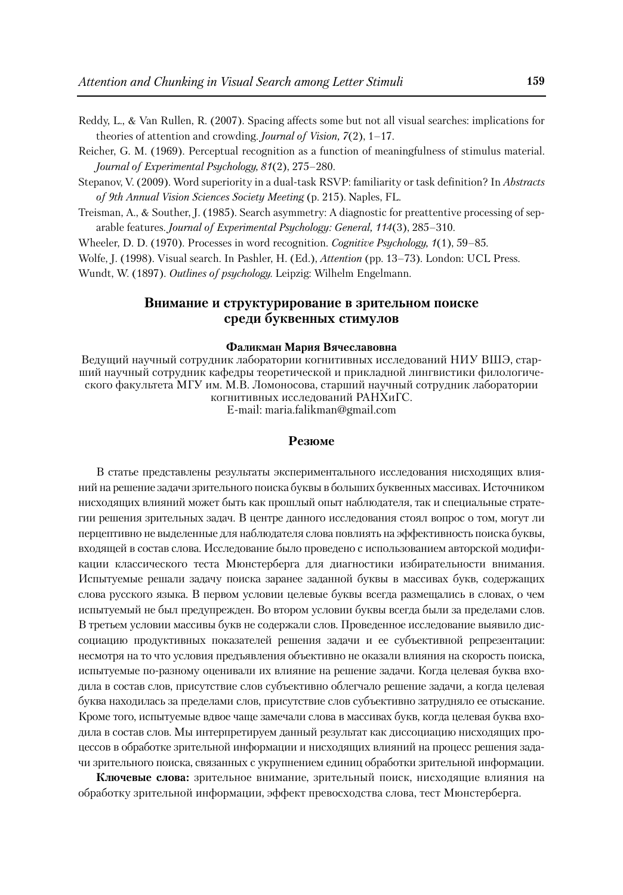Reddy, L., & Van Rullen, R. (2007). Spacing affects some but not all visual searches: implications for theories of attention and crowding. *Journal of Vision, 7*(2), 1–17.

Reicher, G. M. (1969). Perceptual recognition as a function of meaningfulness of stimulus material. *Journal of Experimental Psychology, 81*(2), 275–280.

Stepanov, V. (2009). Word superiority in a dual-task RSVP: familiarity or task definition? In *Abstracts of 9th Annual Vision Sciences Society Meeting* (p. 215). Naples, FL.

Treisman, A., & Souther, J. (1985). Search asymmetry: A diagnostic for preattentive processing of separable features. *Journal of Experimental Psychology: General, 114*(3), 285–310.

Wheeler, D. D. (1970). Processes in word recognition. *Cognitive Psychology, 1*(1), 59–85.

Wolfe, J. (1998). Visual search. In Pashler, H. (Ed.), *Attention* (pp. 13–73). London: UCL Press.

Wundt, W. (1897). *Outlines of psychology.* Leipzig: Wilhelm Engelmann.

## Внимание и структурирование в зрительном поиске среди буквенных стимулов

**Фаликман Мария Вячеславовна**

Ведущий научный сотрудник лаборатории когнитивных исследований НИУ ВШЭ, старший научный сотрудник кафедры теоретической и прикладной лингвистики филологического факультета МГУ им. М.В. Ломоносова, старший научный сотрудник лаборатории когнитивных исследований РАНХиГС.
E-mail: maria.falikman@gmail.com

### Резюме

В статье представлены результаты экспериментального исследования нисходящих влияний на решение задачи зрительного поиска буквы в больших буквенных массивах. Источником нисходящих влияний может быть как прошлый опыт наблюдателя, так и специальные стратегии решения зрительных задач. В центре данного исследования стоял вопрос о том, могут ли перцептивно не выделенные для наблюдателя слова повлиять на эффективность поиска буквы, входящей в состав слова. Исследование было проведено с использованием авторской модификации классического теста Мюнстерберга для диагностики избирательности внимания. Испытуемые решали задачу поиска заранее заданной буквы в массивах букв, содержащих слова русского языка. В первом условии целевые буквы всегда размещались в словах, о чем испытуемый не был предупрежден. Во втором условии буквы всегда были за пределами слов. В третьем условии массивы букв не содержали слов. Проведенное исследование выявило диссоциацию продуктивных показателей решения задачи и ее субъективной репрезентации: несмотря на то что условия предъявления объективно не оказали влияния на скорость поиска, испытуемые по-разному оценивали их влияние на решение задачи. Когда целевая буква входила в состав слов, присутствие слов субъективно облегчало решение задачи, а когда целевая буква находилась за пределами слов, присутствие слов субъективно затрудняло ее отыскание. Кроме того, испытуемые вдвое чаще замечали слова в массивах букв, когда целевая буква входила в состав слов. Мы интерпретируем данный результат как диссоциацию нисходящих процессов в обработке зрительной информации и нисходящих влияний на процесс решения задачи зрительного поиска, связанных с укрупнением единиц обработки зрительной информации.

**Ключевые слова:** зрительное внимание, зрительный поиск, нисходящие влияния на обработку зрительной информации, эффект превосходства слова, тест Мюнстерберга.